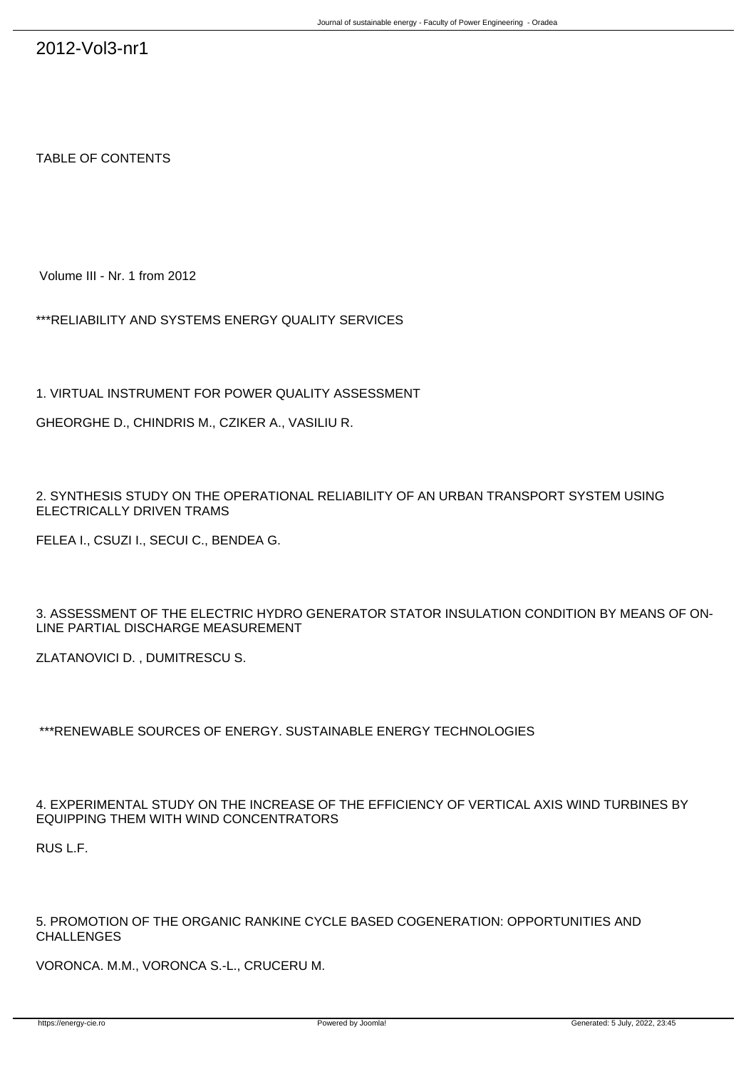# 2012-Vol3-nr1

TABLE OF CONTENTS

Volume III - Nr. 1 from 2012

***RELIABILITY AND SYSTEMS ENERGY QUALITY SERVICES

1. VIRTUAL INSTRUMENT FOR POWER QUALITY ASSESSMENT

GHEORGHE D., CHINDRIS M., CZIKER A., VASILIU R.

2. SYNTHESIS STUDY ON THE OPERATIONAL RELIABILITY OF AN URBAN TRANSPORT SYSTEM USING ELECTRICALLY DRIVEN TRAMS

FELEA I., CSUZI I., SECUI C., BENDEA G.

3. ASSESSMENT OF THE ELECTRIC HYDRO GENERATOR STATOR INSULATION CONDITION BY MEANS OF ON-LINE PARTIAL DISCHARGE MEASUREMENT

ZLATANOVICI D. , DUMITRESCU S.

***RENEWABLE SOURCES OF ENERGY. SUSTAINABLE ENERGY TECHNOLOGIES

4. EXPERIMENTAL STUDY ON THE INCREASE OF THE EFFICIENCY OF VERTICAL AXIS WIND TURBINES BY EQUIPPING THEM WITH WIND CONCENTRATORS

RUS L.F.

5. PROMOTION OF THE ORGANIC RANKINE CYCLE BASED COGENERATION: OPPORTUNITIES AND CHALLENGES

VORONCA. M.M., VORONCA S.-L., CRUCERU M.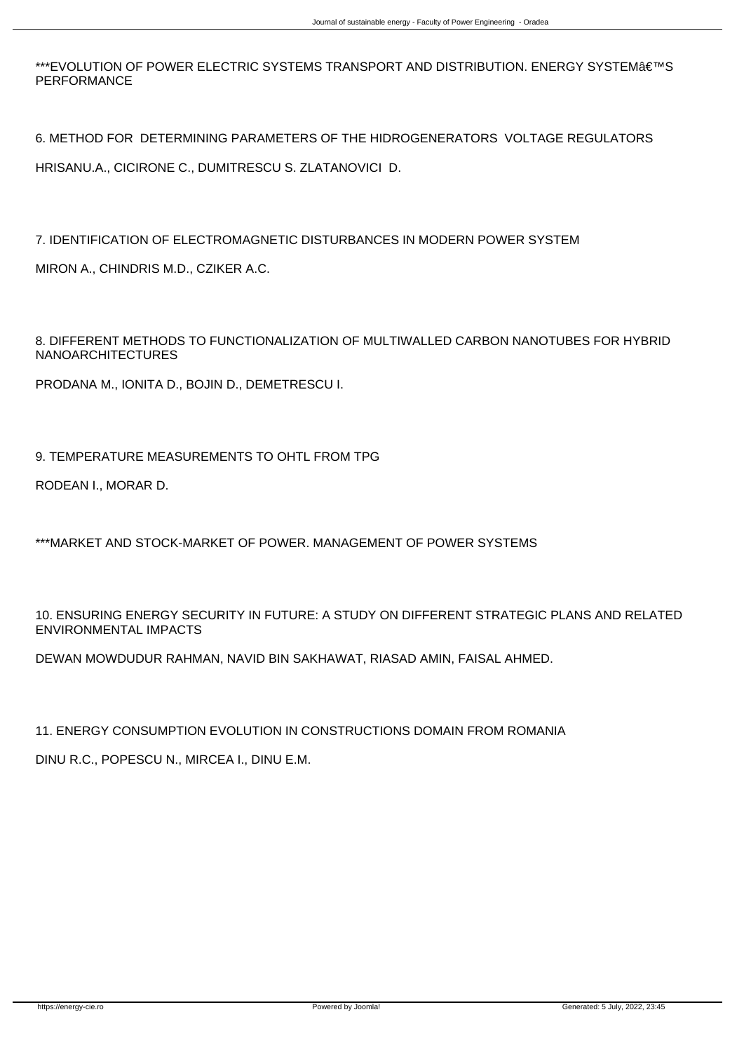***EVOLUTION OF POWER ELECTRIC SYSTEMS TRANSPORT AND DISTRIBUTION. ENERGY SYSTEMâ€™S PERFORMANCE

6. METHOD FOR DETERMINING PARAMETERS OF THE HIDROGENERATORS VOLTAGE REGULATORS

HRISANU.A., CICIRONE C., DUMITRESCU S. ZLATANOVICI D.

7. IDENTIFICATION OF ELECTROMAGNETIC DISTURBANCES IN MODERN POWER SYSTEM

MIRON A., CHINDRIS M.D., CZIKER A.C.

8. DIFFERENT METHODS TO FUNCTIONALIZATION OF MULTIWALLED CARBON NANOTUBES FOR HYBRID NANOARCHITECTURES

PRODANA M., IONITA D., BOJIN D., DEMETRESCU I.

9. TEMPERATURE MEASUREMENTS TO OHTL FROM TPG

RODEAN I., MORAR D.

***MARKET AND STOCK-MARKET OF POWER. MANAGEMENT OF POWER SYSTEMS

10. ENSURING ENERGY SECURITY IN FUTURE: A STUDY ON DIFFERENT STRATEGIC PLANS AND RELATED ENVIRONMENTAL IMPACTS

DEWAN MOWDUDUR RAHMAN, NAVID BIN SAKHAWAT, RIASAD AMIN, FAISAL AHMED.

11. ENERGY CONSUMPTION EVOLUTION IN CONSTRUCTIONS DOMAIN FROM ROMANIA

DINU R.C., POPESCU N., MIRCEA I., DINU E.M.